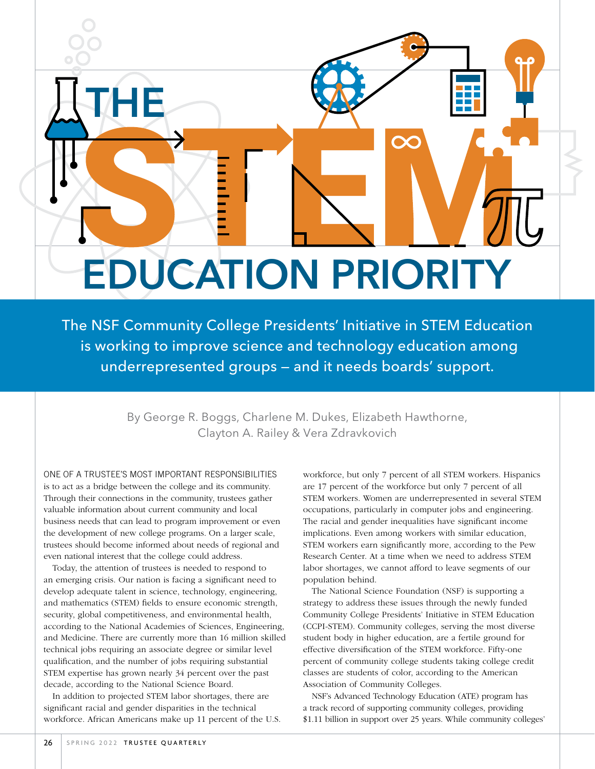# THE STEM EDUCATION PRIORITY

**The NSF Community College Presidents' Initiative in STEM Education is working to improve science and technology education among underrepresented groups — and it needs boards' support.**

By George R. Boggs, Charlene M. Dukes, Elizabeth Hawthorne, Clayton A. Railey & Vera Zdravkovich

ONE OF A TRUSTEE'S MOST IMPORTANT RESPONSIBILITIES is to act as a bridge between the college and its community. Through their connections in the community, trustees gather valuable information about current community and local business needs that can lead to program improvement or even the development of new college programs. On a larger scale, trustees should become informed about needs of regional and even national interest that the college could address.

Today, the attention of trustees is needed to respond to an emerging crisis. Our nation is facing a significant need to develop adequate talent in science, technology, engineering, and mathematics (STEM) fields to ensure economic strength, security, global competitiveness, and environmental health, according to the National Academies of Sciences, Engineering, and Medicine. There are currently more than 16 million skilled technical jobs requiring an associate degree or similar level qualification, and the number of jobs requiring substantial STEM expertise has grown nearly 34 percent over the past decade, according to the National Science Board.

In addition to projected STEM labor shortages, there are significant racial and gender disparities in the technical workforce. African Americans make up 11 percent of the U.S. workforce, but only 7 percent of all STEM workers. Hispanics are 17 percent of the workforce but only 7 percent of all STEM workers. Women are underrepresented in several STEM occupations, particularly in computer jobs and engineering. The racial and gender inequalities have significant income implications. Even among workers with similar education, STEM workers earn significantly more, according to the Pew Research Center. At a time when we need to address STEM labor shortages, we cannot afford to leave segments of our population behind.

The National Science Foundation (NSF) is supporting a strategy to address these issues through the newly funded Community College Presidents' Initiative in STEM Education (CCPI-STEM). Community colleges, serving the most diverse student body in higher education, are a fertile ground for effective diversification of the STEM workforce. Fifty-one percent of community college students taking college credit classes are students of color, according to the American Association of Community Colleges.

NSF's Advanced Technology Education (ATE) program has a track record of supporting community colleges, providing $1.11 billion in support over 25 years. While community colleges'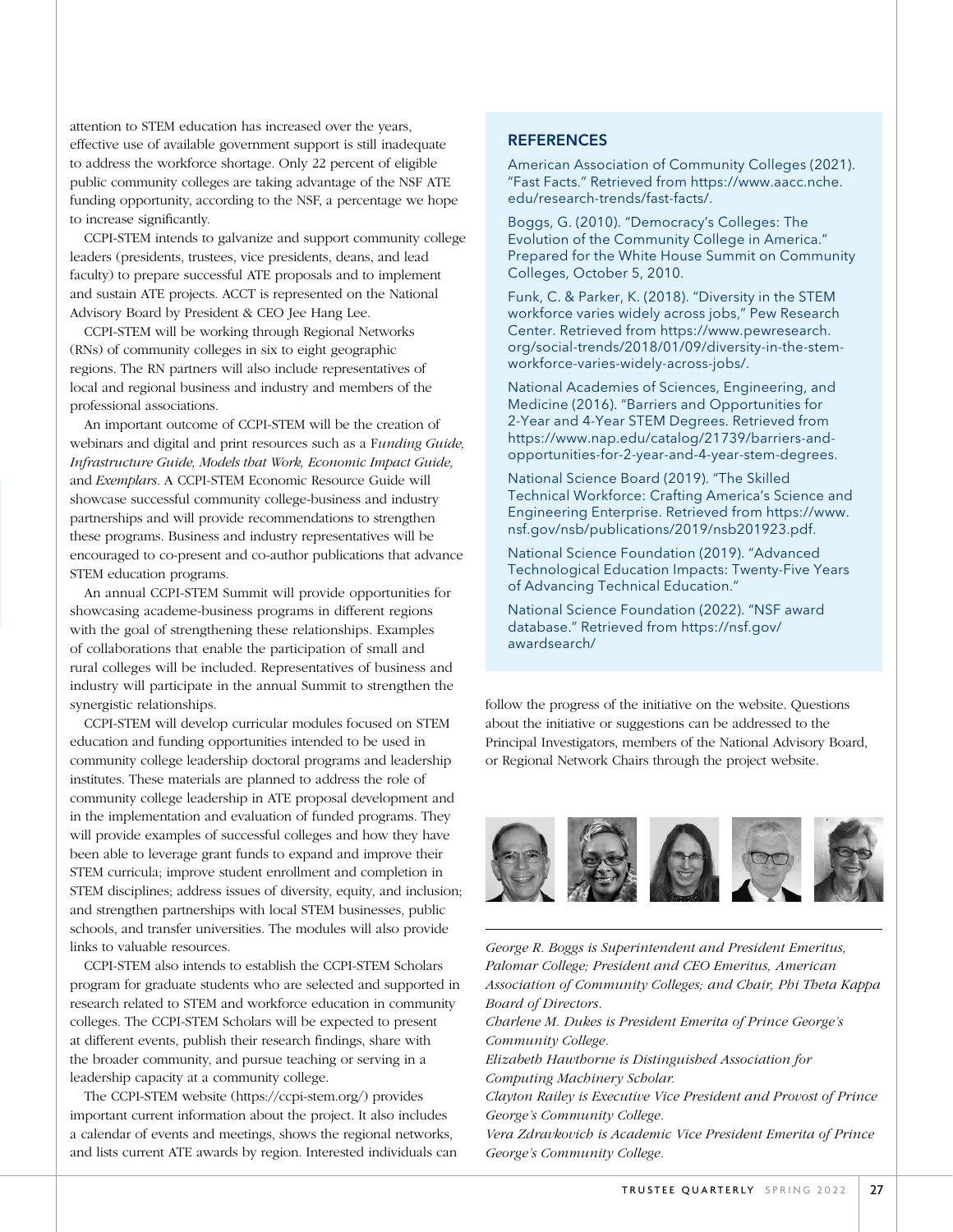attention to STEM education has increased over the years, effective use of available government support is still inadequate to address the workforce shortage. Only 22 percent of eligible public community colleges are taking advantage of the NSF ATE funding opportunity, according to the NSF, a percentage we hope to increase significantly.

CCPI-STEM intends to galvanize and support community college leaders (presidents, trustees, vice presidents, deans, and lead faculty) to prepare successful ATE proposals and to implement and sustain ATE projects. ACCT is represented on the National Advisory Board by President & CEO Jee Hang Lee.

CCPI-STEM will be working through Regional Networks (RNs) of community colleges in six to eight geographic regions. The RN partners will also include representatives of local and regional business and industry and members of the professional associations.

An important outcome of CCPI-STEM will be the creation of webinars and digital and print resources such as a *Funding Guide, Infrastructure Guide, Models that Work, Economic Impact Guide,* and *Exemplars.* A CCPI-STEM Economic Resource Guide will showcase successful community college-business and industry partnerships and will provide recommendations to strengthen these programs. Business and industry representatives will be encouraged to co-present and co-author publications that advance STEM education programs.

An annual CCPI-STEM Summit will provide opportunities for showcasing academe-business programs in different regions with the goal of strengthening these relationships. Examples of collaborations that enable the participation of small and rural colleges will be included. Representatives of business and industry will participate in the annual Summit to strengthen the synergistic relationships.

CCPI-STEM will develop curricular modules focused on STEM education and funding opportunities intended to be used in community college leadership doctoral programs and leadership institutes. These materials are planned to address the role of community college leadership in ATE proposal development and in the implementation and evaluation of funded programs. They will provide examples of successful colleges and how they have been able to leverage grant funds to expand and improve their STEM curricula; improve student enrollment and completion in STEM disciplines; address issues of diversity, equity, and inclusion; and strengthen partnerships with local STEM businesses, public schools, and transfer universities. The modules will also provide links to valuable resources.

CCPI-STEM also intends to establish the CCPI-STEM Scholars program for graduate students who are selected and supported in research related to STEM and workforce education in community colleges. The CCPI-STEM Scholars will be expected to present at different events, publish their research findings, share with the broader community, and pursue teaching or serving in a leadership capacity at a community college.

The CCPI-STEM website (https://ccpi-stem.org/) provides important current information about the project. It also includes a calendar of events and meetings, shows the regional networks, and lists current ATE awards by region. Interested individuals can follow the progress of the initiative on the website. Questions about the initiative or suggestions can be addressed to the Principal Investigators, members of the National Advisory Board, or Regional Network Chairs through the project website.

## REFERENCES

American Association of Community Colleges (2021). "Fast Facts." Retrieved from https://www.aacc.nche.edu/research-trends/fast-facts/.

Boggs, G. (2010). "Democracy's Colleges: The Evolution of the Community College in America." Prepared for the White House Summit on Community Colleges, October 5, 2010.

Funk, C. & Parker, K. (2018). "Diversity in the STEM workforce varies widely across jobs," Pew Research Center. Retrieved from https://www.pewresearch.org/social-trends/2018/01/09/diversity-in-the-stem-workforce-varies-widely-across-jobs/.

National Academies of Sciences, Engineering, and Medicine (2016). "Barriers and Opportunities for 2-Year and 4-Year STEM Degrees. Retrieved from https://www.nap.edu/catalog/21739/barriers-and-opportunities-for-2-year-and-4-year-stem-degrees.

National Science Board (2019). "The Skilled Technical Workforce: Crafting America's Science and Engineering Enterprise. Retrieved from https://www.nsf.gov/nsb/publications/2019/nsb201923.pdf.

National Science Foundation (2019). "Advanced Technological Education Impacts: Twenty-Five Years of Advancing Technical Education."

National Science Foundation (2022). "NSF award database." Retrieved from https://nsf.gov/awardsearch/

*George R. Boggs is Superintendent and President Emeritus, Palomar College; President and CEO Emeritus, American Association of Community Colleges; and Chair, Phi Theta Kappa Board of Directors.*

*Charlene M. Dukes is President Emerita of Prince George's Community College.*

*Elizabeth Hawthorne is Distinguished Association for Computing Machinery Scholar.*

*Clayton Railey is Executive Vice President and Provost of Prince George's Community College.*

*Vera Zdravkovich is Academic Vice President Emerita of Prince George's Community College.*